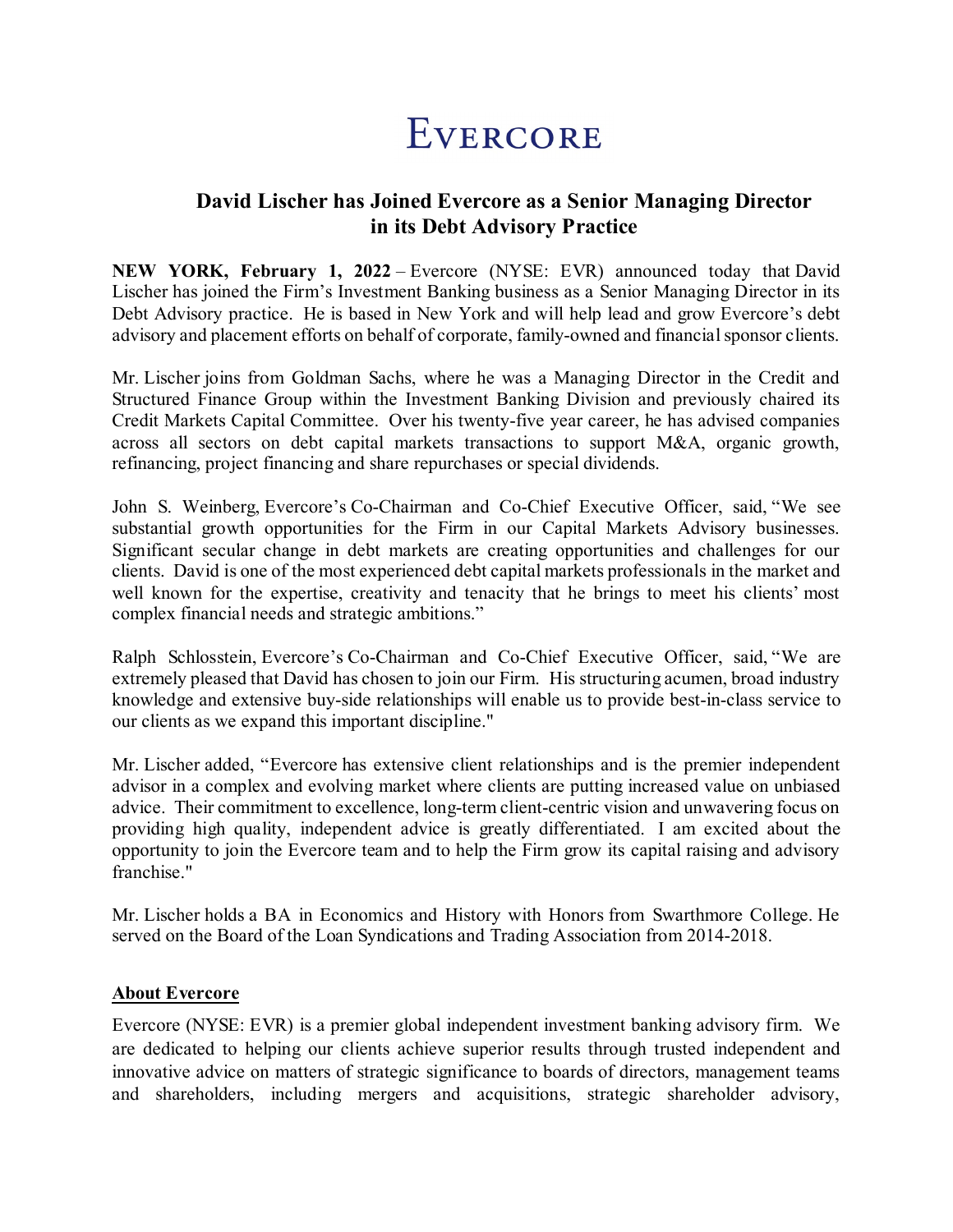# Evercore

## David Lischer has Joined Evercore as a Senior Managing Director in its Debt Advisory Practice

**NEW YORK, February 1, 2022** – Evercore (NYSE: EVR) announced today that David Lischer has joined the Firm's Investment Banking business as a Senior Managing Director in its Debt Advisory practice. He is based in New York and will help lead and grow Evercore's debt advisory and placement efforts on behalf of corporate, family-owned and financial sponsor clients.

Mr. Lischer joins from Goldman Sachs, where he was a Managing Director in the Credit and Structured Finance Group within the Investment Banking Division and previously chaired its Credit Markets Capital Committee. Over his twenty-five year career, he has advised companies across all sectors on debt capital markets transactions to support M&A, organic growth, refinancing, project financing and share repurchases or special dividends.

John S. Weinberg, Evercore's Co-Chairman and Co-Chief Executive Officer, said, "We see substantial growth opportunities for the Firm in our Capital Markets Advisory businesses. Significant secular change in debt markets are creating opportunities and challenges for our clients. David is one of the most experienced debt capital markets professionals in the market and well known for the expertise, creativity and tenacity that he brings to meet his clients' most complex financial needs and strategic ambitions."

Ralph Schlosstein, Evercore's Co-Chairman and Co-Chief Executive Officer, said, "We are extremely pleased that David has chosen to join our Firm. His structuring acumen, broad industry knowledge and extensive buy-side relationships will enable us to provide best-in-class service to our clients as we expand this important discipline."

Mr. Lischer added, "Evercore has extensive client relationships and is the premier independent advisor in a complex and evolving market where clients are putting increased value on unbiased advice. Their commitment to excellence, long-term client-centric vision and unwavering focus on providing high quality, independent advice is greatly differentiated. I am excited about the opportunity to join the Evercore team and to help the Firm grow its capital raising and advisory franchise."

Mr. Lischer holds a BA in Economics and History with Honors from Swarthmore College. He served on the Board of the Loan Syndications and Trading Association from 2014-2018.

### About Evercore

Evercore (NYSE: EVR) is a premier global independent investment banking advisory firm. We are dedicated to helping our clients achieve superior results through trusted independent and innovative advice on matters of strategic significance to boards of directors, management teams and shareholders, including mergers and acquisitions, strategic shareholder advisory,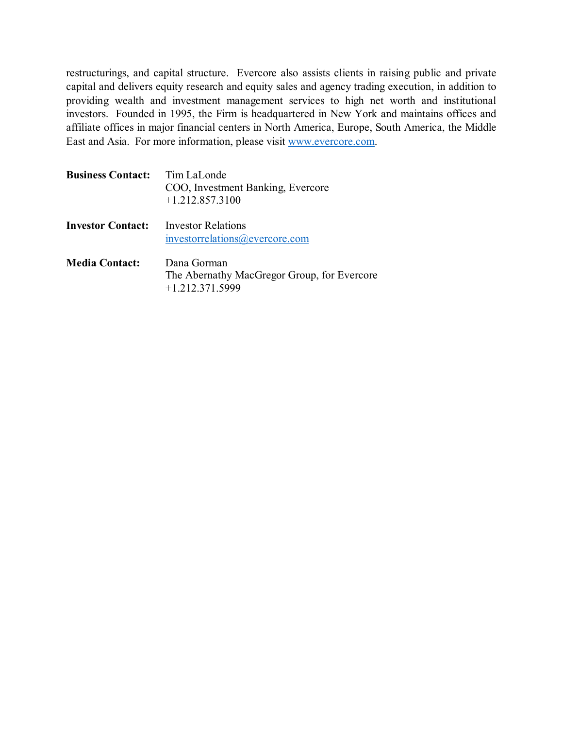restructurings, and capital structure. Evercore also assists clients in raising public and private capital and delivers equity research and equity sales and agency trading execution, in addition to providing wealth and investment management services to high net worth and institutional investors. Founded in 1995, the Firm is headquartered in New York and maintains offices and affiliate offices in major financial centers in North America, Europe, South America, the Middle East and Asia. For more information, please visit [www.evercore.com](http://www.evercore.com).

**Business Contact:** Tim LaLonde
COO, Investment Banking, Evercore
+1.212.857.3100

**Investor Contact:** Investor Relations
[investorrelations@evercore.com](mailto:investorrelations@evercore.com)

**Media Contact:** Dana Gorman
The Abernathy MacGregor Group, for Evercore
+1.212.371.5999